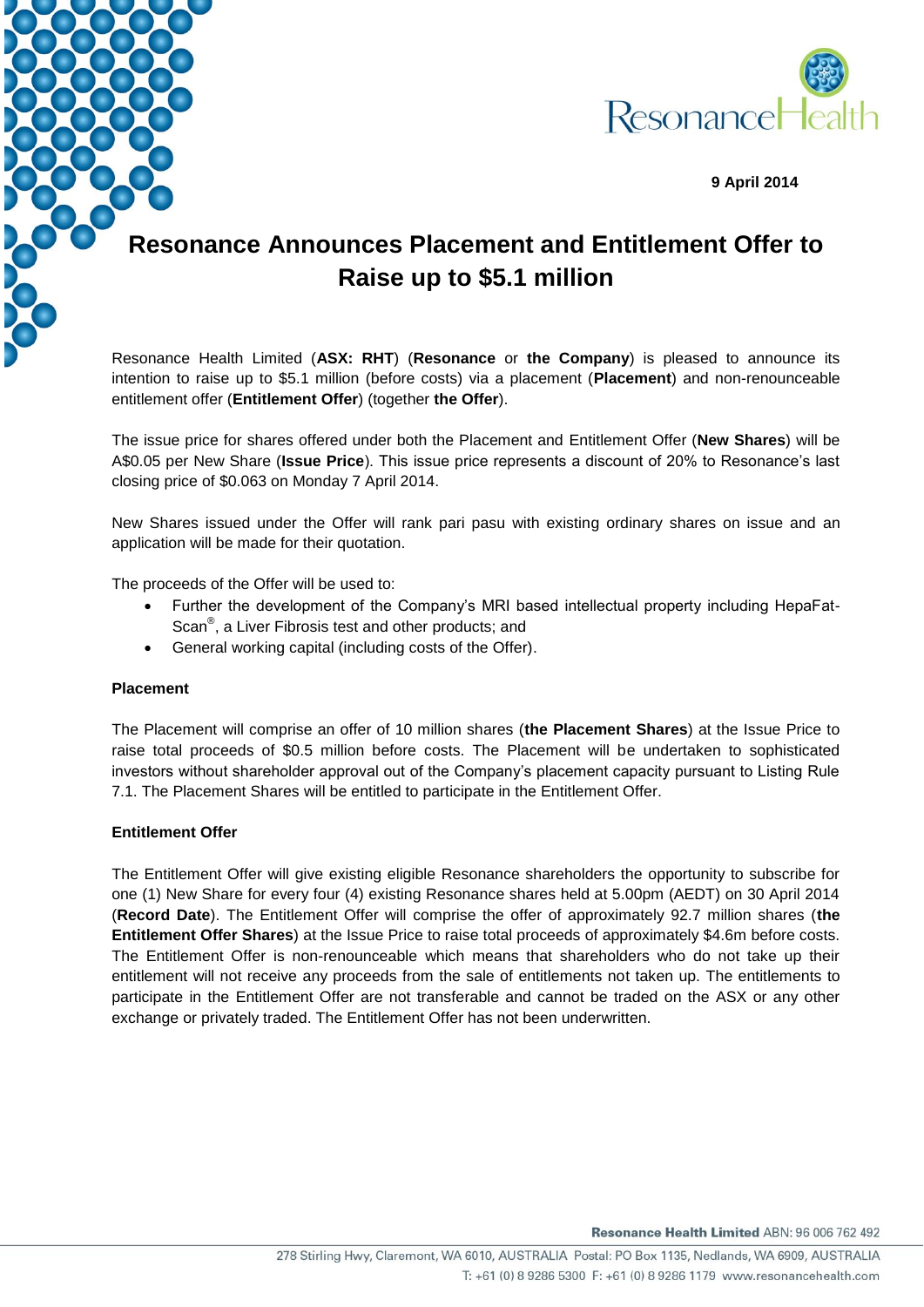9 April 2014

# Resonance Announces Placement and Entitlement Offer to Raise up to $5.1 million

Resonance Health Limited (**ASX: RHT**) (**Resonance** or **the Company**) is pleased to announce its intention to raise up to $5.1 million (before costs) via a placement (**Placement**) and non-renounceable entitlement offer (**Entitlement Offer**) (together **the Offer**).

The issue price for shares offered under both the Placement and Entitlement Offer (**New Shares**) will be A$0.05 per New Share (**Issue Price**). This issue price represents a discount of 20% to Resonance's last closing price of $0.063 on Monday 7 April 2014.

New Shares issued under the Offer will rank pari pasu with existing ordinary shares on issue and an application will be made for their quotation.

The proceeds of the Offer will be used to:

- Further the development of the Company's MRI based intellectual property including HepaFat-Scan®, a Liver Fibrosis test and other products; and
- General working capital (including costs of the Offer).

**Placement**

The Placement will comprise an offer of 10 million shares (**the Placement Shares**) at the Issue Price to raise total proceeds of $0.5 million before costs. The Placement will be undertaken to sophisticated investors without shareholder approval out of the Company's placement capacity pursuant to Listing Rule 7.1. The Placement Shares will be entitled to participate in the Entitlement Offer.

**Entitlement Offer**

The Entitlement Offer will give existing eligible Resonance shareholders the opportunity to subscribe for one (1) New Share for every four (4) existing Resonance shares held at 5.00pm (AEDT) on 30 April 2014 (**Record Date**). The Entitlement Offer will comprise the offer of approximately 92.7 million shares (**the Entitlement Offer Shares**) at the Issue Price to raise total proceeds of approximately $4.6m before costs. The Entitlement Offer is non-renounceable which means that shareholders who do not take up their entitlement will not receive any proceeds from the sale of entitlements not taken up. The entitlements to participate in the Entitlement Offer are not transferable and cannot be traded on the ASX or any other exchange or privately traded. The Entitlement Offer has not been underwritten.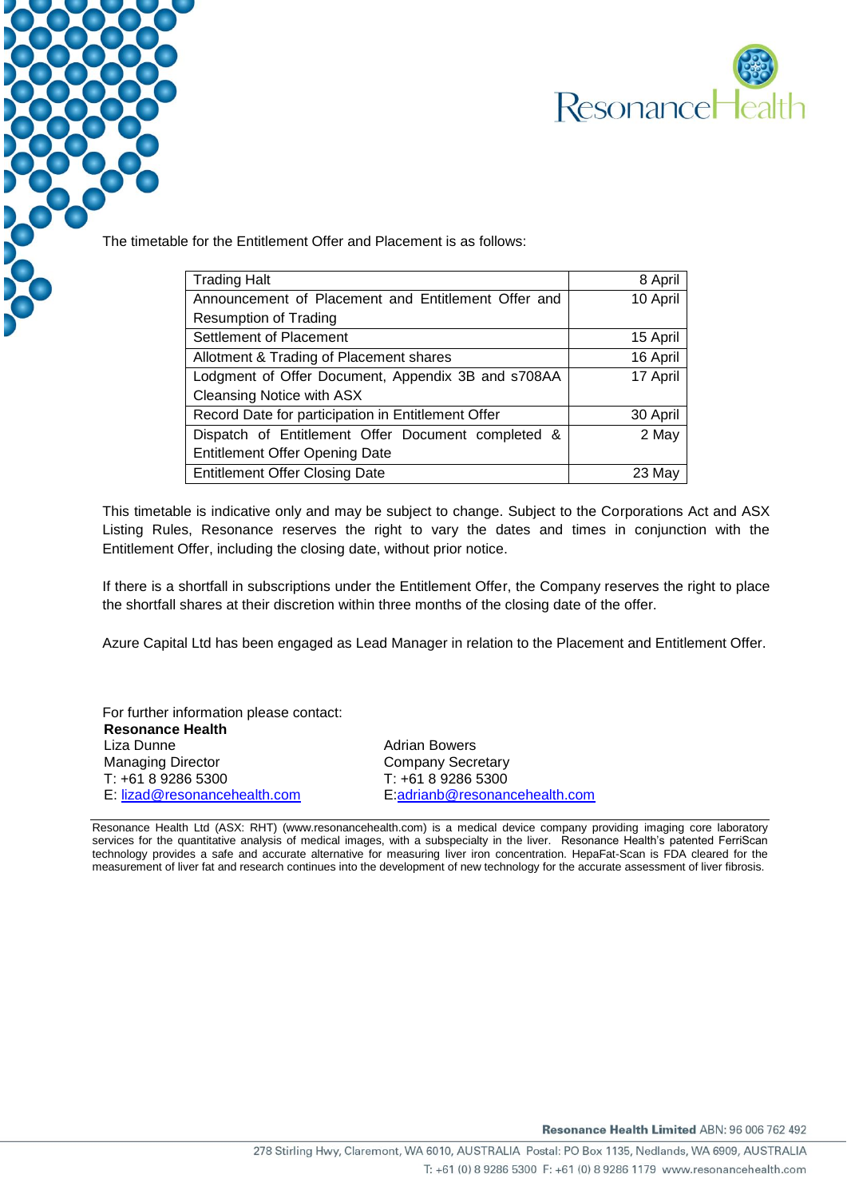The timetable for the Entitlement Offer and Placement is as follows:

| | |
|---|---|
| Trading Halt | 8 April |
| Announcement of Placement and Entitlement Offer and Resumption of Trading | 10 April |
| Settlement of Placement | 15 April |
| Allotment & Trading of Placement shares | 16 April |
| Lodgment of Offer Document, Appendix 3B and s708AA Cleansing Notice with ASX | 17 April |
| Record Date for participation in Entitlement Offer | 30 April |
| Dispatch of Entitlement Offer Document completed & Entitlement Offer Opening Date | 2 May |
| Entitlement Offer Closing Date | 23 May |

This timetable is indicative only and may be subject to change. Subject to the Corporations Act and ASX Listing Rules, Resonance reserves the right to vary the dates and times in conjunction with the Entitlement Offer, including the closing date, without prior notice.

If there is a shortfall in subscriptions under the Entitlement Offer, the Company reserves the right to place the shortfall shares at their discretion within three months of the closing date of the offer.

Azure Capital Ltd has been engaged as Lead Manager in relation to the Placement and Entitlement Offer.

For further information please contact:

**Resonance Health**

Liza Dunne
Managing Director
T: +61 8 9286 5300
E: lizad@resonancehealth.com

Adrian Bowers
Company Secretary
T: +61 8 9286 5300
E:adrianb@resonancehealth.com

---

Resonance Health Ltd (ASX: RHT) (www.resonancehealth.com) is a medical device company providing imaging core laboratory services for the quantitative analysis of medical images, with a subspecialty in the liver. Resonance Health's patented FerriScan technology provides a safe and accurate alternative for measuring liver iron concentration. HepaFat-Scan is FDA cleared for the measurement of liver fat and research continues into the development of new technology for the accurate assessment of liver fibrosis.